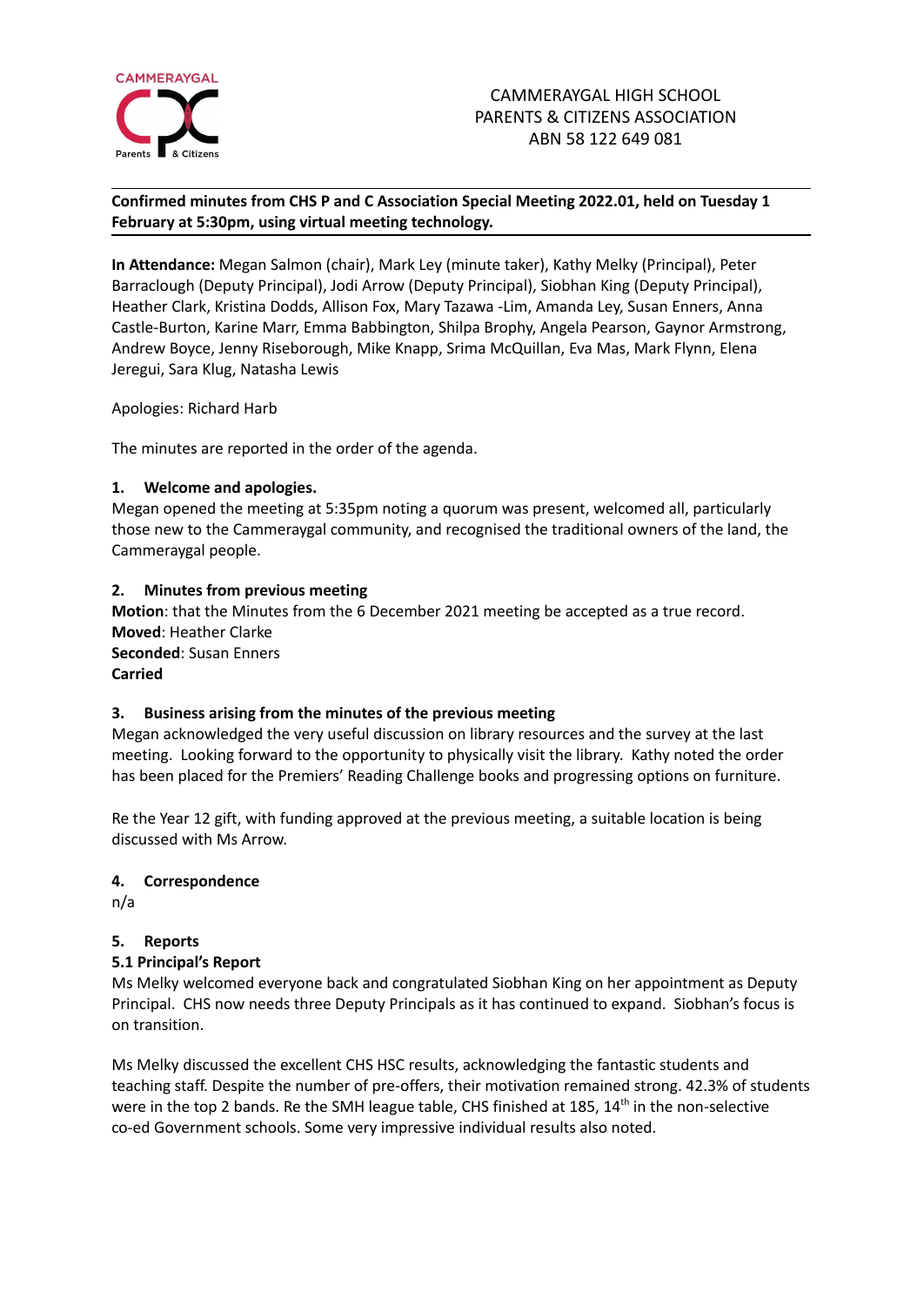CAMMERAYGAL HIGH SCHOOL
PARENTS & CITIZENS ASSOCIATION
ABN 58 122 649 081

**Confirmed minutes from CHS P and C Association Special Meeting 2022.01, held on Tuesday 1 February at 5:30pm, using virtual meeting technology.**

**In Attendance:** Megan Salmon (chair), Mark Ley (minute taker), Kathy Melky (Principal), Peter Barraclough (Deputy Principal), Jodi Arrow (Deputy Principal), Siobhan King (Deputy Principal), Heather Clark, Kristina Dodds, Allison Fox, Mary Tazawa -Lim, Amanda Ley, Susan Enners, Anna Castle-Burton, Karine Marr, Emma Babbington, Shilpa Brophy, Angela Pearson, Gaynor Armstrong, Andrew Boyce, Jenny Riseborough, Mike Knapp, Srima McQuillan, Eva Mas, Mark Flynn, Elena Jeregui, Sara Klug, Natasha Lewis

Apologies: Richard Harb

The minutes are reported in the order of the agenda.

### 1. Welcome and apologies.

Megan opened the meeting at 5:35pm noting a quorum was present, welcomed all, particularly those new to the Cammeraygal community, and recognised the traditional owners of the land, the Cammeraygal people.

### 2. Minutes from previous meeting

**Motion**: that the Minutes from the 6 December 2021 meeting be accepted as a true record.
**Moved**: Heather Clarke
**Seconded**: Susan Enners
**Carried**

### 3. Business arising from the minutes of the previous meeting

Megan acknowledged the very useful discussion on library resources and the survey at the last meeting. Looking forward to the opportunity to physically visit the library. Kathy noted the order has been placed for the Premiers' Reading Challenge books and progressing options on furniture.

Re the Year 12 gift, with funding approved at the previous meeting, a suitable location is being discussed with Ms Arrow.

### 4. Correspondence

n/a

### 5. Reports

#### 5.1 Principal's Report

Ms Melky welcomed everyone back and congratulated Siobhan King on her appointment as Deputy Principal. CHS now needs three Deputy Principals as it has continued to expand. Siobhan's focus is on transition.

Ms Melky discussed the excellent CHS HSC results, acknowledging the fantastic students and teaching staff. Despite the number of pre-offers, their motivation remained strong. 42.3% of students were in the top 2 bands. Re the SMH league table, CHS finished at 185, 14th in the non-selective co-ed Government schools. Some very impressive individual results also noted.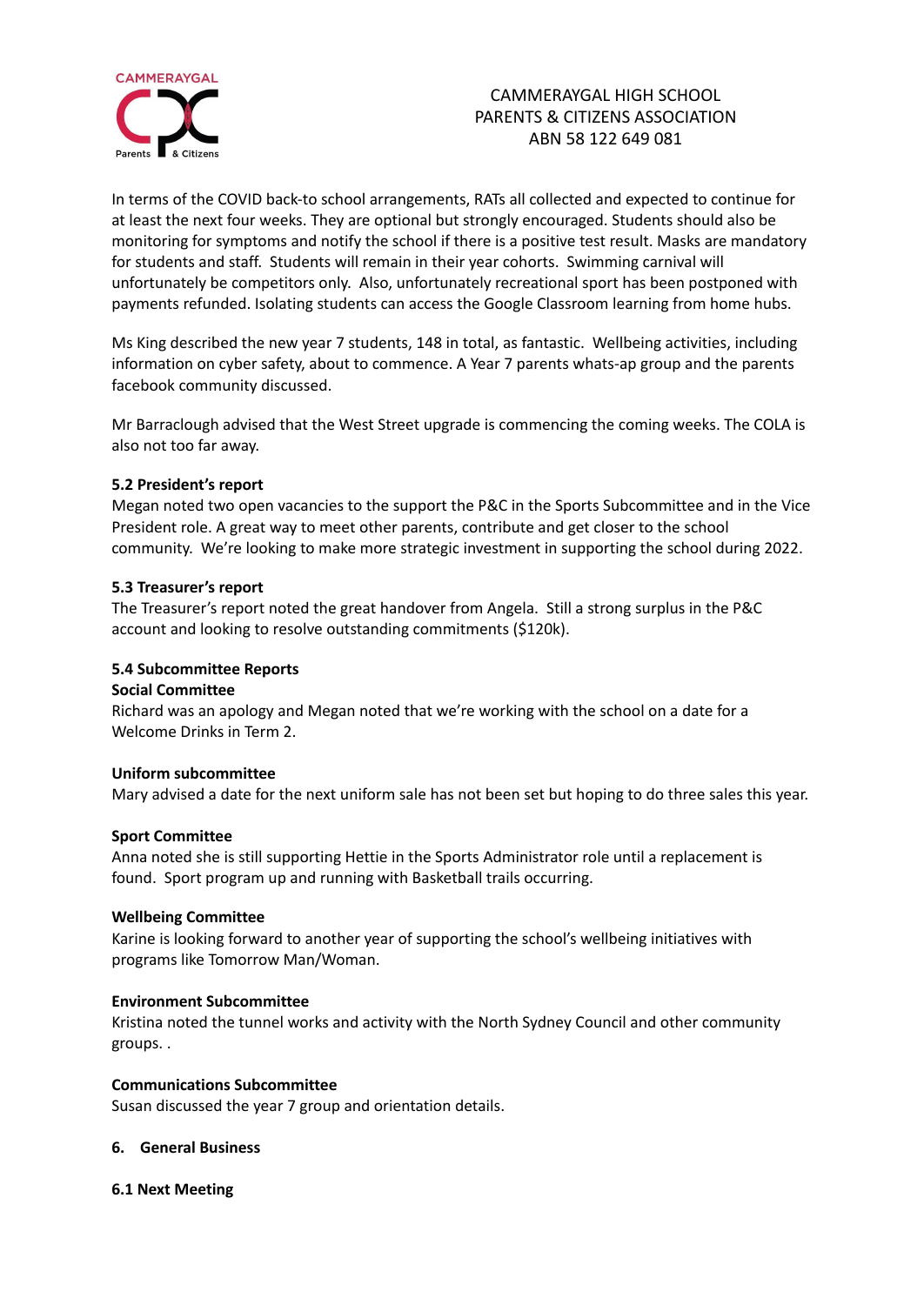In terms of the COVID back-to school arrangements, RATs all collected and expected to continue for at least the next four weeks. They are optional but strongly encouraged. Students should also be monitoring for symptoms and notify the school if there is a positive test result. Masks are mandatory for students and staff. Students will remain in their year cohorts. Swimming carnival will unfortunately be competitors only. Also, unfortunately recreational sport has been postponed with payments refunded. Isolating students can access the Google Classroom learning from home hubs.

Ms King described the new year 7 students, 148 in total, as fantastic. Wellbeing activities, including information on cyber safety, about to commence. A Year 7 parents whats-ap group and the parents facebook community discussed.

Mr Barraclough advised that the West Street upgrade is commencing the coming weeks. The COLA is also not too far away.

### 5.2 President's report

Megan noted two open vacancies to the support the P&C in the Sports Subcommittee and in the Vice President role. A great way to meet other parents, contribute and get closer to the school community. We're looking to make more strategic investment in supporting the school during 2022.

### 5.3 Treasurer's report

The Treasurer's report noted the great handover from Angela. Still a strong surplus in the P&C account and looking to resolve outstanding commitments ($120k).

### 5.4 Subcommittee Reports

**Social Committee**

Richard was an apology and Megan noted that we're working with the school on a date for a Welcome Drinks in Term 2.

**Uniform subcommittee**

Mary advised a date for the next uniform sale has not been set but hoping to do three sales this year.

**Sport Committee**

Anna noted she is still supporting Hettie in the Sports Administrator role until a replacement is found. Sport program up and running with Basketball trails occurring.

**Wellbeing Committee**

Karine is looking forward to another year of supporting the school's wellbeing initiatives with programs like Tomorrow Man/Woman.

**Environment Subcommittee**

Kristina noted the tunnel works and activity with the North Sydney Council and other community groups. .

**Communications Subcommittee**

Susan discussed the year 7 group and orientation details.

## 6. General Business

### 6.1 Next Meeting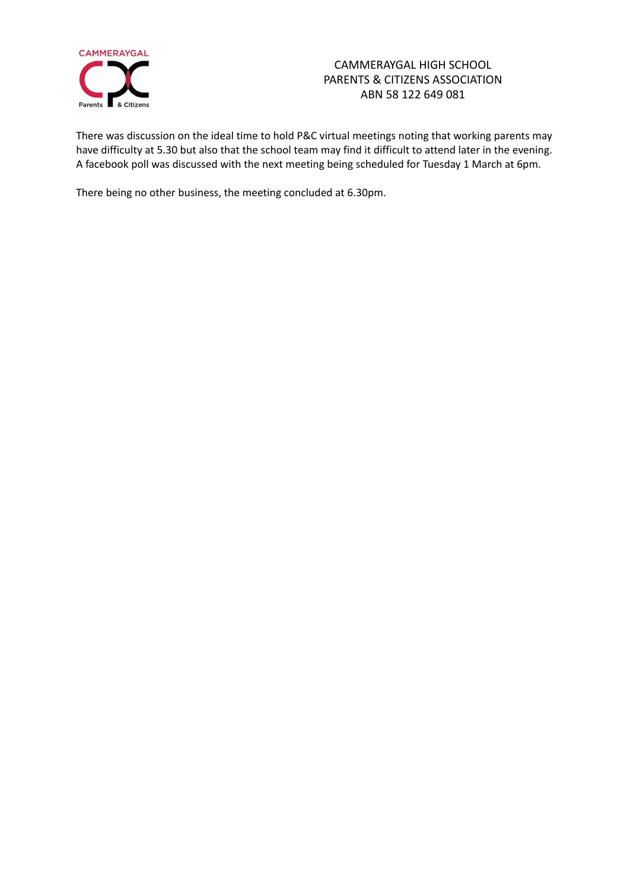CAMMERAYGAL HIGH SCHOOL
PARENTS & CITIZENS ASSOCIATION
ABN 58 122 649 081

There was discussion on the ideal time to hold P&C virtual meetings noting that working parents may have difficulty at 5.30 but also that the school team may find it difficult to attend later in the evening. A facebook poll was discussed with the next meeting being scheduled for Tuesday 1 March at 6pm.

There being no other business, the meeting concluded at 6.30pm.